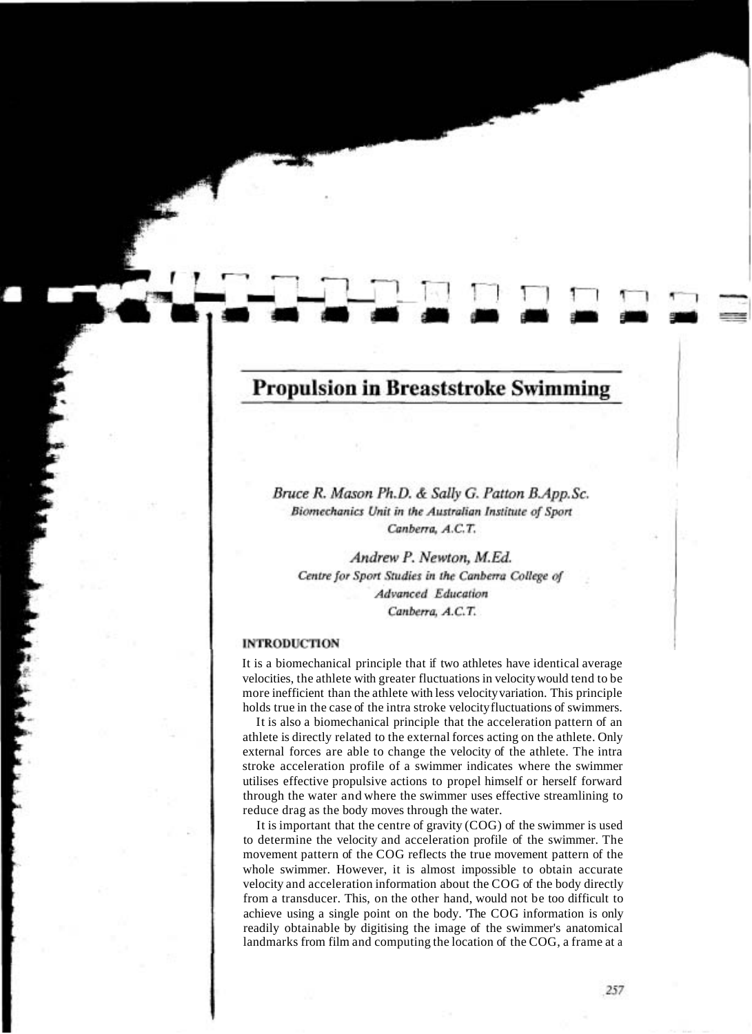# Propulsion in Breaststroke Swimming

*Bruce R. Mason Ph.D. & Sally G. Patton B.App.Sc.*
*Biomechanics Unit in the Australian Institute of Sport*
*Canberra, A.C.T.*

*Andrew P. Newton, M.Ed.*
*Centre for Sport Studies in the Canberra College of Advanced Education*
*Canberra, A.C.T.*

## INTRODUCTION

It is a biomechanical principle that if two athletes have identical average velocities, the athlete with greater fluctuations in velocity would tend to be more inefficient than the athlete with less velocity variation. This principle holds true in the case of the intra stroke velocity fluctuations of swimmers.

It is also a biomechanical principle that the acceleration pattern of an athlete is directly related to the external forces acting on the athlete. Only external forces are able to change the velocity of the athlete. The intra stroke acceleration profile of a swimmer indicates where the swimmer utilises effective propulsive actions to propel himself or herself forward through the water and where the swimmer uses effective streamlining to reduce drag as the body moves through the water.

It is important that the centre of gravity (COG) of the swimmer is used to determine the velocity and acceleration profile of the swimmer. The movement pattern of the COG reflects the true movement pattern of the whole swimmer. However, it is almost impossible to obtain accurate velocity and acceleration information about the COG of the body directly from a transducer. This, on the other hand, would not be too difficult to achieve using a single point on the body. The COG information is only readily obtainable by digitising the image of the swimmer's anatomical landmarks from film and computing the location of the COG, a frame at a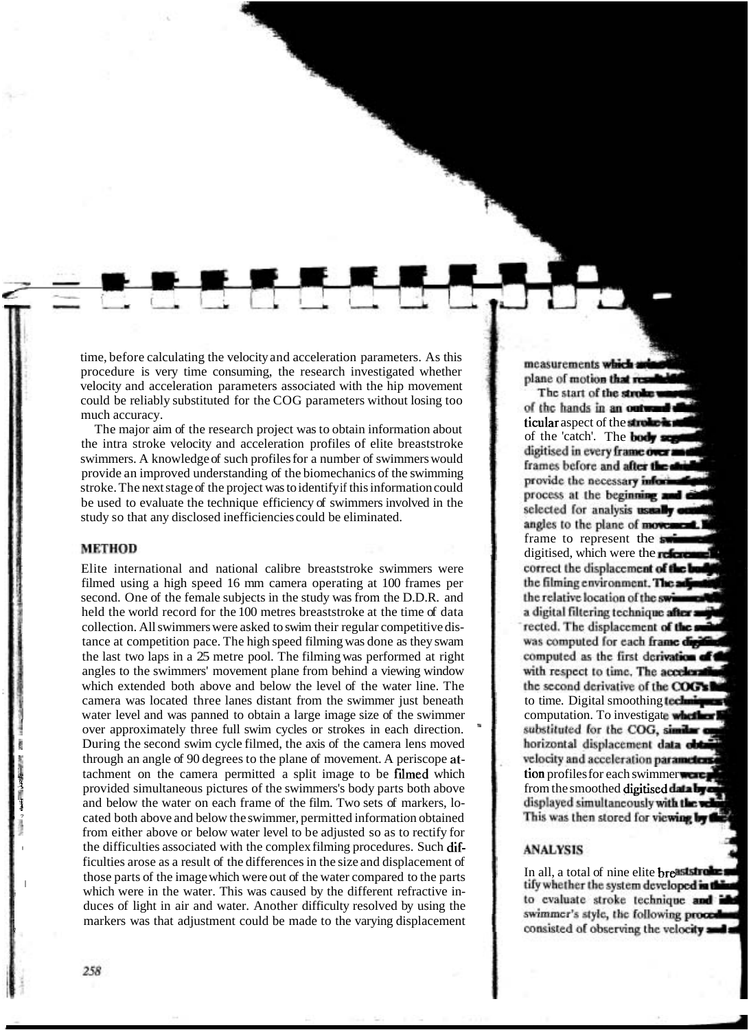time, before calculating the velocity and acceleration parameters. As this procedure is very time consuming, the research investigated whether velocity and acceleration parameters associated with the hip movement could be reliably substituted for the COG parameters without losing too much accuracy.

The major aim of the research project was to obtain information about the intra stroke velocity and acceleration profiles of elite breaststroke swimmers. A knowledge of such profiles for a number of swimmers would provide an improved understanding of the biomechanics of the swimming stroke. The next stage of the project was to identify if this information could be used to evaluate the technique efficiency of swimmers involved in the study so that any disclosed inefficiencies could be eliminated.

## METHOD

Elite international and national calibre breaststroke swimmers were filmed using a high speed 16 mm camera operating at 100 frames per second. One of the female subjects in the study was from the D.D.R. and held the world record for the 100 metres breaststroke at the time of data collection. All swimmers were asked to swim their regular competitive distance at competition pace. The high speed filming was done as they swam the last two laps in a 25 metre pool. The filming was performed at right angles to the swimmers' movement plane from behind a viewing window which extended both above and below the level of the water line. The camera was located three lanes distant from the swimmer just beneath water level and was panned to obtain a large image size of the swimmer over approximately three full swim cycles or strokes in each direction. During the second swim cycle filmed, the axis of the camera lens moved through an angle of 90 degrees to the plane of movement. A periscope attachment on the camera permitted a split image to be filmed which provided simultaneous pictures of the swimmers's body parts both above and below the water on each frame of the film. Two sets of markers, located both above and below the swimmer, permitted information obtained from either above or below water level to be adjusted so as to rectify for the difficulties associated with the complex filming procedures. Such difficulties arose as a result of the differences in the size and displacement of those parts of the image which were out of the water compared to the parts which were in the water. This was caused by the different refractive induces of light in air and water. Another difficulty resolved by using the markers was that adjustment could be made to the varying displacement

measurements which arise plane of motion that result

The start of the stroke was of the hands in an outward ticular aspect of the stroke is of the 'catch'. The body seg digitised in every frame over an frames before and after the provide the necessary informa process at the beginning and selected for analysis usually angles to the plane of movement. frame to represent the swimm digitised, which were the reference correct the displacement of the body the filming environment. The adjust the relative location of the swimmer a digital filtering technique after rected. The displacement of the was computed for each frame digitised computed as the first derivation of with respect to time. The acceleration the second derivative of the COG's to time. Digital smoothing techniques computation. To investigate whether substituted for the COG, similar horizontal displacement data obtained velocity and acceleration parameters tion profiles for each swimmer were from the smoothed digitised data by displayed simultaneously with the vel This was then stored for viewing by the

## ANALYSIS

In all, a total of nine elite breaststroke tify whether the system developed in this to evaluate stroke technique and swimmer's style, the following proced consisted of observing the velocity and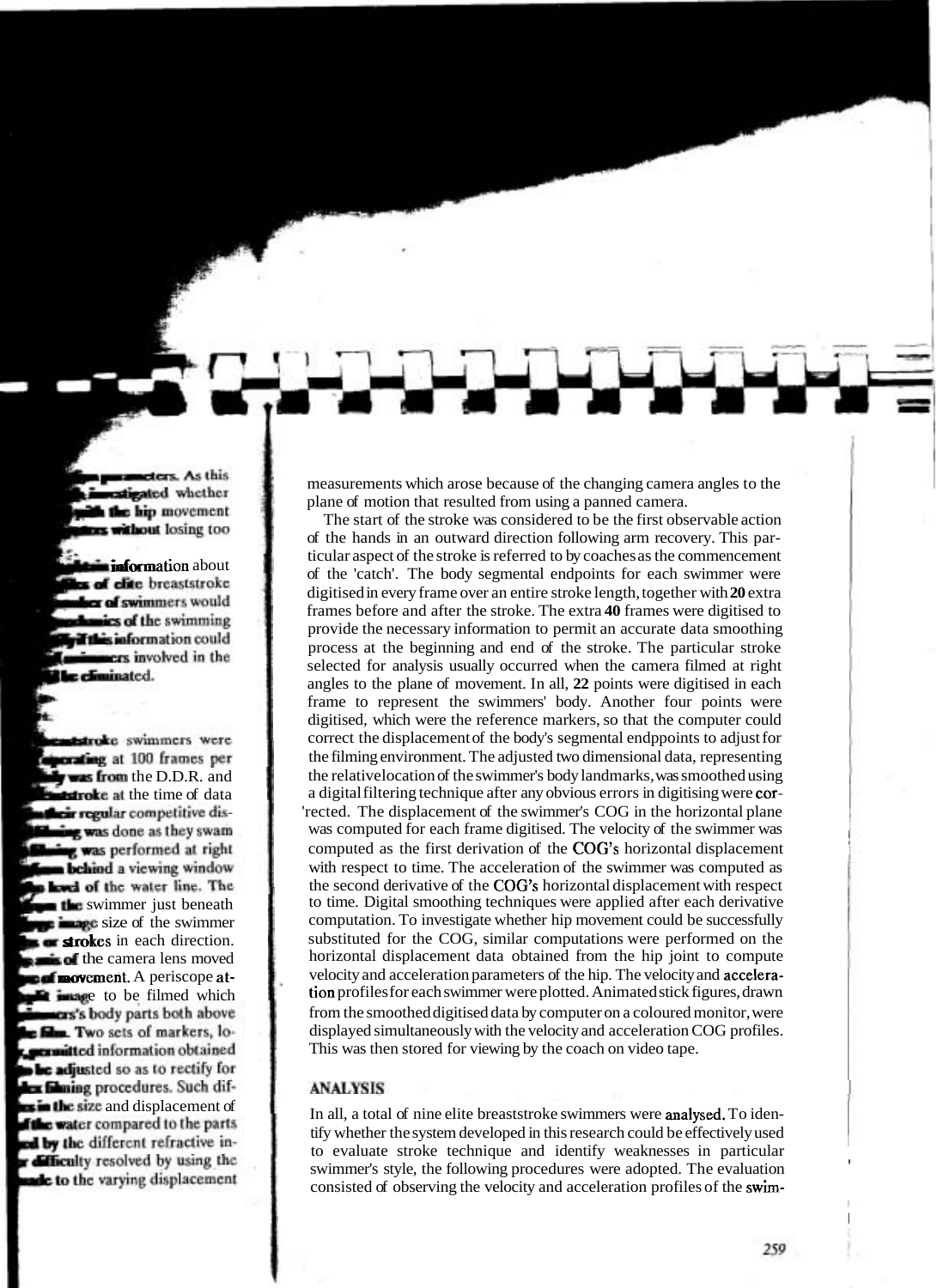measurements which arose because of the changing camera angles to the plane of motion that resulted from using a panned camera.

The start of the stroke was considered to be the first observable action of the hands in an outward direction following arm recovery. This particular aspect of the stroke is referred to by coaches as the commencement of the 'catch'. The body segmental endpoints for each swimmer were digitised in every frame over an entire stroke length, together with **20** extra frames before and after the stroke. The extra **40** frames were digitised to provide the necessary information to permit an accurate data smoothing process at the beginning and end of the stroke. The particular stroke selected for analysis usually occurred when the camera filmed at right angles to the plane of movement. In all, **22** points were digitised in each frame to represent the swimmers' body. Another four points were digitised, which were the reference markers, so that the computer could correct the displacement of the body's segmental endppoints to adjust for the filming environment. The adjusted two dimensional data, representing the relative location of the swimmer's body landmarks, was smoothed using a digital filtering technique after any obvious errors in digitising were corrected. The displacement of the swimmer's COG in the horizontal plane was computed for each frame digitised. The velocity of the swimmer was computed as the first derivation of the COG's horizontal displacement with respect to time. The acceleration of the swimmer was computed as the second derivative of the COG's horizontal displacement with respect to time. Digital smoothing techniques were applied after each derivative computation. To investigate whether hip movement could be successfully substituted for the COG, similar computations were performed on the horizontal displacement data obtained from the hip joint to compute velocity and acceleration parameters of the hip. The velocity and acceleration profiles for each swimmer were plotted. Animated stick figures, drawn from the smoothed digitised data by computer on a coloured monitor, were displayed simultaneously with the velocity and acceleration COG profiles. This was then stored for viewing by the coach on video tape.

## ANALYSIS

In all, a total of nine elite breaststroke swimmers were analysed. To identify whether the system developed in this research could be effectively used to evaluate stroke technique and identify weaknesses in particular swimmer's style, the following procedures were adopted. The evaluation consisted of observing the velocity and acceleration profiles of the swim-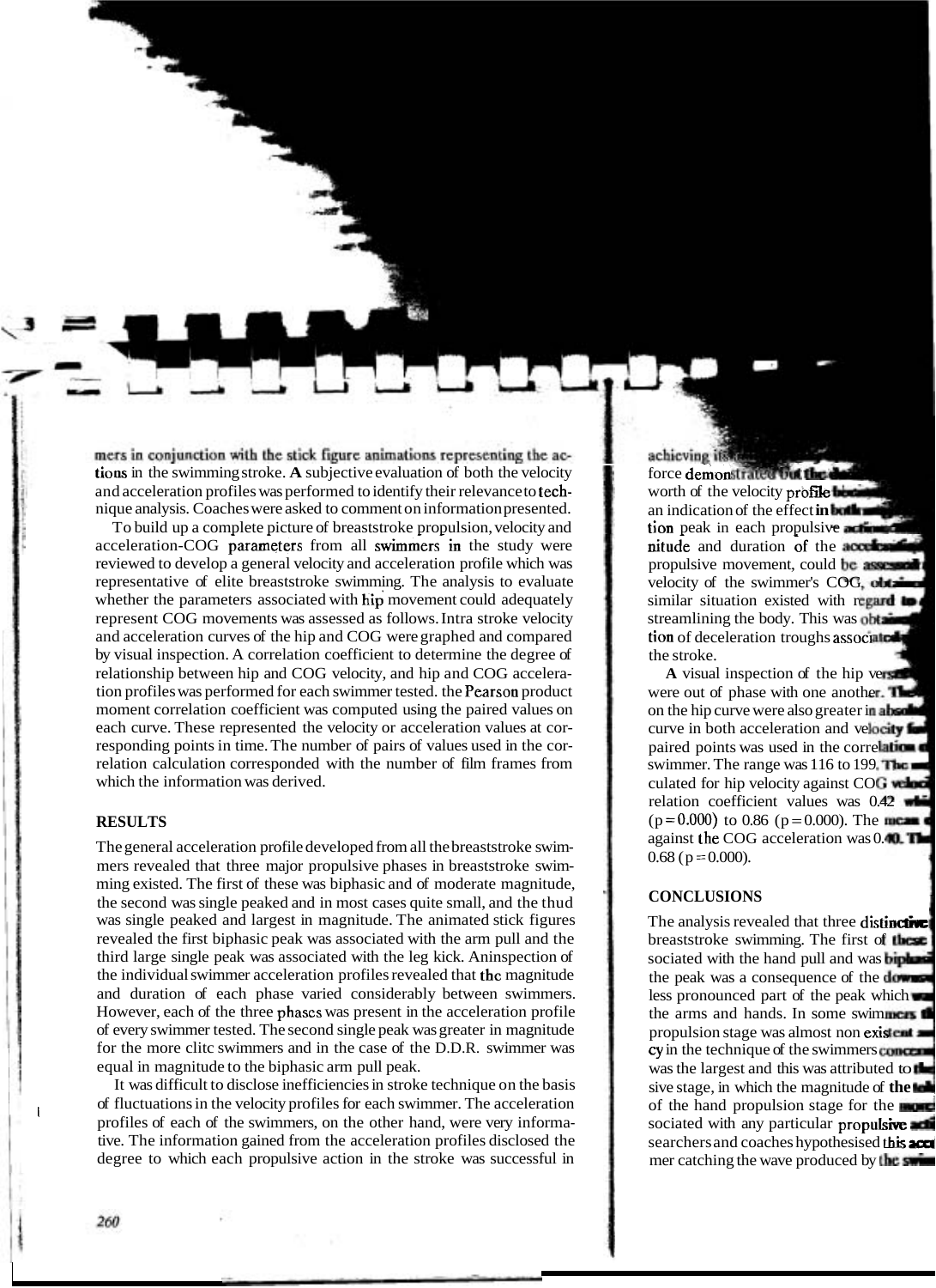mers in conjunction with the stick figure animations representing the actions in the swimming stroke. A subjective evaluation of both the velocity and acceleration profiles was performed to identify their relevance to technique analysis. Coaches were asked to comment on information presented.

To build up a complete picture of breaststroke propulsion, velocity and acceleration-COG parameters from all swimmers in the study were reviewed to develop a general velocity and acceleration profile which was representative of elite breaststroke swimming. The analysis to evaluate whether the parameters associated with hip movement could adequately represent COG movements was assessed as follows. Intra stroke velocity and acceleration curves of the hip and COG were graphed and compared by visual inspection. A correlation coefficient to determine the degree of relationship between hip and COG velocity, and hip and COG acceleration profiles was performed for each swimmer tested. the Pearson product moment correlation coefficient was computed using the paired values on each curve. These represented the velocity or acceleration values at corresponding points in time. The number of pairs of values used in the correlation calculation corresponded with the number of film frames from which the information was derived.

## RESULTS

The general acceleration profile developed from all the breaststroke swimmers revealed that three major propulsive phases in breaststroke swimming existed. The first of these was biphasic and of moderate magnitude, the second was single peaked and in most cases quite small, and the thud was single peaked and largest in magnitude. The animated stick figures revealed the first biphasic peak was associated with the arm pull and the third large single peak was associated with the leg kick. Aninspection of the individual swimmer acceleration profiles revealed that the magnitude and duration of each phase varied considerably between swimmers. However, each of the three phases was present in the acceleration profile of every swimmer tested. The second single peak was greater in magnitude for the more clitc swimmers and in the case of the D.D.R. swimmer was equal in magnitude to the biphasic arm pull peak.

It was difficult to disclose inefficiencies in stroke technique on the basis of fluctuations in the velocity profiles for each swimmer. The acceleration profiles of each of the swimmers, on the other hand, were very informative. The information gained from the acceleration profiles disclosed the degree to which each propulsive action in the stroke was successful in achieving its ... force demonstrated but the ... worth of the velocity profile ... an indication of the effect in both ... tion peak in each propulsive action ... nitude and duration of the acceleration ... propulsive movement, could be assessed ... velocity of the swimmer's COG, obtained ... similar situation existed with regard to ... streamlining the body. This was obtained ... tion of deceleration troughs associated ... the stroke.

A visual inspection of the hip versus ... were out of phase with one another. The ... on the hip curve were also greater in absolute ... curve in both acceleration and velocity ... paired points was used in the correlation ... swimmer. The range was 116 to 199. The ... culated for hip velocity against COG velocity ... relation coefficient values was 0.42 ... ($p = 0.000$) to 0.86 ($p = 0.000$). The mean ... against the COG acceleration was 0.40. The ... 0.68 ($p = 0.000$).

## CONCLUSIONS

The analysis revealed that three distinctive ... breaststroke swimming. The first of these ... sociated with the hand pull and was biphasic ... the peak was a consequence of the downsweep ... less pronounced part of the peak which was ... the arms and hands. In some swimmers the ... propulsion stage was almost non existent ... cy in the technique of the swimmers concerned ... was the largest and this was attributed to the ... sive stage, in which the magnitude of the ... of the hand propulsion stage for the more ... sociated with any particular propulsive action ... searchers and coaches hypothesised this acc... mer catching the wave produced by the swim...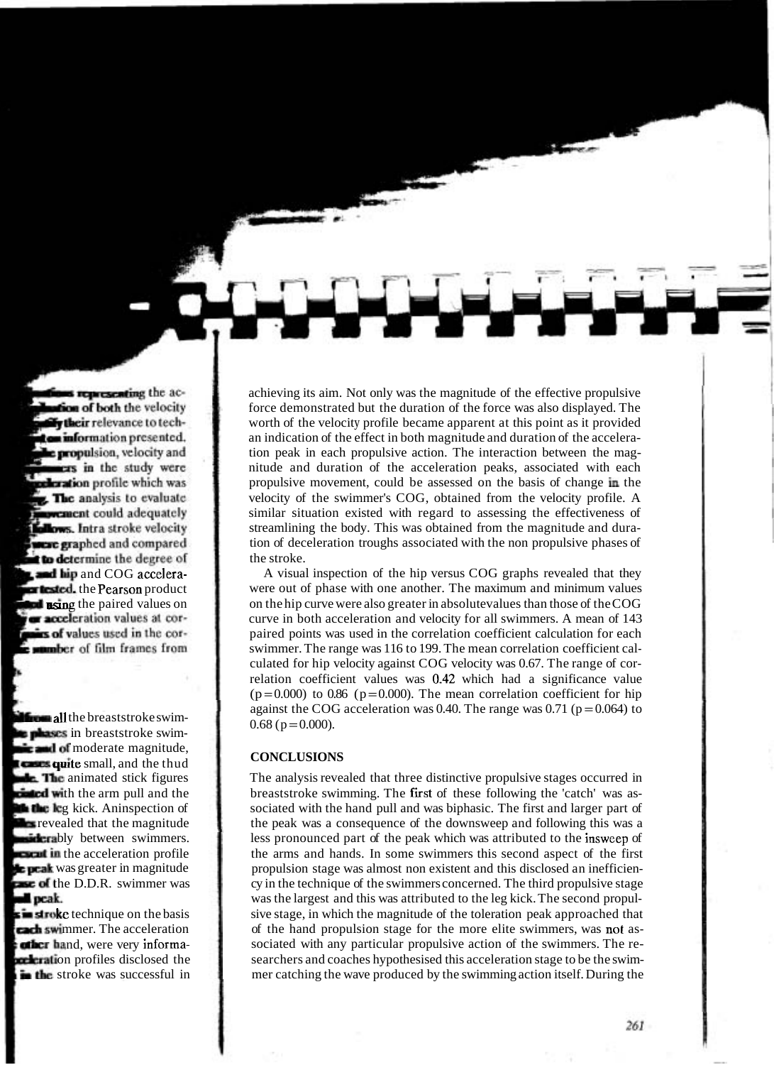representing the acceleration of both the velocity ... their relevance to tech... information presented. ... propulsion, velocity and ... in the study were ... acceleration profile which was ... The analysis to evaluate ... movement could adequately ... follows. Intra stroke velocity ... were graphed and compared ... to determine the degree of ... and hip and COG acceleration ... tested. the Pearson product ... using the paired values on ... acceleration values at cor... of values used in the cor... number of film frames from

... from all the breaststroke swim... phases in breaststroke swim... and of moderate magnitude, ... quite small, and the thud ... The animated stick figures ... with the arm pull and the ... the leg kick. Aninspection of ... revealed that the magnitude ... considerably between swimmers. ... in the acceleration profile ... peak was greater in magnitude ... of the D.D.R. swimmer was ... peak.

... stroke technique on the basis ... each swimmer. The acceleration ... other hand, were very informa... acceleration profiles disclosed the ... in the stroke was successful in achieving its aim. Not only was the magnitude of the effective propulsive force demonstrated but the duration of the force was also displayed. The worth of the velocity profile became apparent at this point as it provided an indication of the effect in both magnitude and duration of the acceleration peak in each propulsive action. The interaction between the magnitude and duration of the acceleration peaks, associated with each propulsive movement, could be assessed on the basis of change in the velocity of the swimmer's COG, obtained from the velocity profile. A similar situation existed with regard to assessing the effectiveness of streamlining the body. This was obtained from the magnitude and duration of deceleration troughs associated with the non propulsive phases of the stroke.

A visual inspection of the hip versus COG graphs revealed that they were out of phase with one another. The maximum and minimum values on the hip curve were also greater in absolutevalues than those of the COG curve in both acceleration and velocity for all swimmers. A mean of 143 paired points was used in the correlation coefficient calculation for each swimmer. The range was 116 to 199. The mean correlation coefficient calculated for hip velocity against COG velocity was 0.67. The range of correlation coefficient values was 0.42 which had a significance value ($p = 0.000$) to 0.86 ($p = 0.000$). The mean correlation coefficient for hip against the COG acceleration was 0.40. The range was 0.71 ($p = 0.064$) to 0.68 ($p = 0.000$).

## CONCLUSIONS

The analysis revealed that three distinctive propulsive stages occurred in breaststroke swimming. The first of these following the 'catch' was associated with the hand pull and was biphasic. The first and larger part of the peak was a consequence of the downsweep and following this was a less pronounced part of the peak which was attributed to the insweep of the arms and hands. In some swimmers this second aspect of the first propulsion stage was almost non existent and this disclosed an inefficiency in the technique of the swimmers concerned. The third propulsive stage was the largest and this was attributed to the leg kick. The second propulsive stage, in which the magnitude of the toleration peak approached that of the hand propulsion stage for the more elite swimmers, was not associated with any particular propulsive action of the swimmers. The researchers and coaches hypothesised this acceleration stage to be the swimmer catching the wave produced by the swimming action itself. During the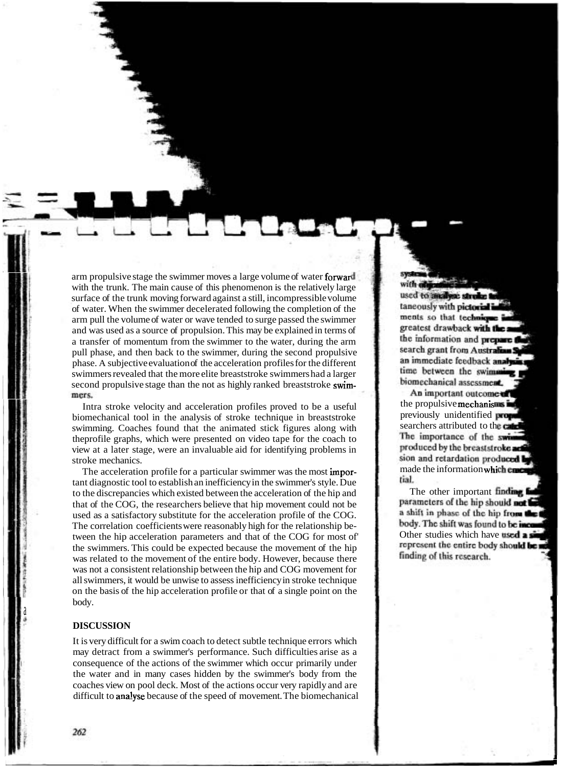arm propulsive stage the swimmer moves a large volume of water forward with the trunk. The main cause of this phenomenon is the relatively large surface of the trunk moving forward against a still, incompressible volume of water. When the swimmer decelerated following the completion of the arm pull the volume of water or wave tended to surge passed the swimmer and was used as a source of propulsion. This may be explained in terms of a transfer of momentum from the swimmer to the water, during the arm pull phase, and then back to the swimmer, during the second propulsive phase. A subjective evaluation of the acceleration profiles for the different swimmers revealed that the more elite breaststroke swimmers had a larger second propulsive stage than the not as highly ranked breaststroke swimmers.

Intra stroke velocity and acceleration profiles proved to be a useful biomechanical tool in the analysis of stroke technique in breaststroke swimming. Coaches found that the animated stick figures along with theprofile graphs, which were presented on video tape for the coach to view at a later stage, were an invaluable aid for identifying problems in stroke mechanics.

The acceleration profile for a particular swimmer was the most important diagnostic tool to establish an inefficiency in the swimmer's style. Due to the discrepancies which existed between the acceleration of the hip and that of the COG, the researchers believe that hip movement could not be used as a satisfactory substitute for the acceleration profile of the COG. The correlation coefficients were reasonably high for the relationship between the hip acceleration parameters and that of the COG for most of' the swimmers. This could be expected because the movement of the hip was related to the movement of the entire body. However, because there was not a consistent relationship between the hip and COG movement for all swimmers, it would be unwise to assess inefficiency in stroke technique on the basis of the hip acceleration profile or that of a single point on the body.

## DISCUSSION

It is very difficult for a swim coach to detect subtle technique errors which may detract from a swimmer's performance. Such difficulties arise as a consequence of the actions of the swimmer which occur primarily under the water and in many cases hidden by the swimmer's body from the coaches view on pool deck. Most of the actions occur very rapidly and are difficult to analyse because of the speed of movement. The biomechanical

systems ... with ... used to analyse stroke ... taneously with pictorial ... ments so that technique ... greatest drawback with the ... the information and prepare the ... search grant from Australian ... an immediate feedback analysis ... time between the swimming ... biomechanical assessment.

An important outcome of ... the propulsive mechanisms ... previously unidentified ... searchers attributed to the ... The importance of the ... produced by the breaststroke ... sion and retardation produced by ... made the information which ... tial.

The other important finding ... parameters of the hip should not ... a shift in phase of the hip from the ... body. The shift was found to be ... Other studies which have used a ... represent the entire body should be ... finding of this research.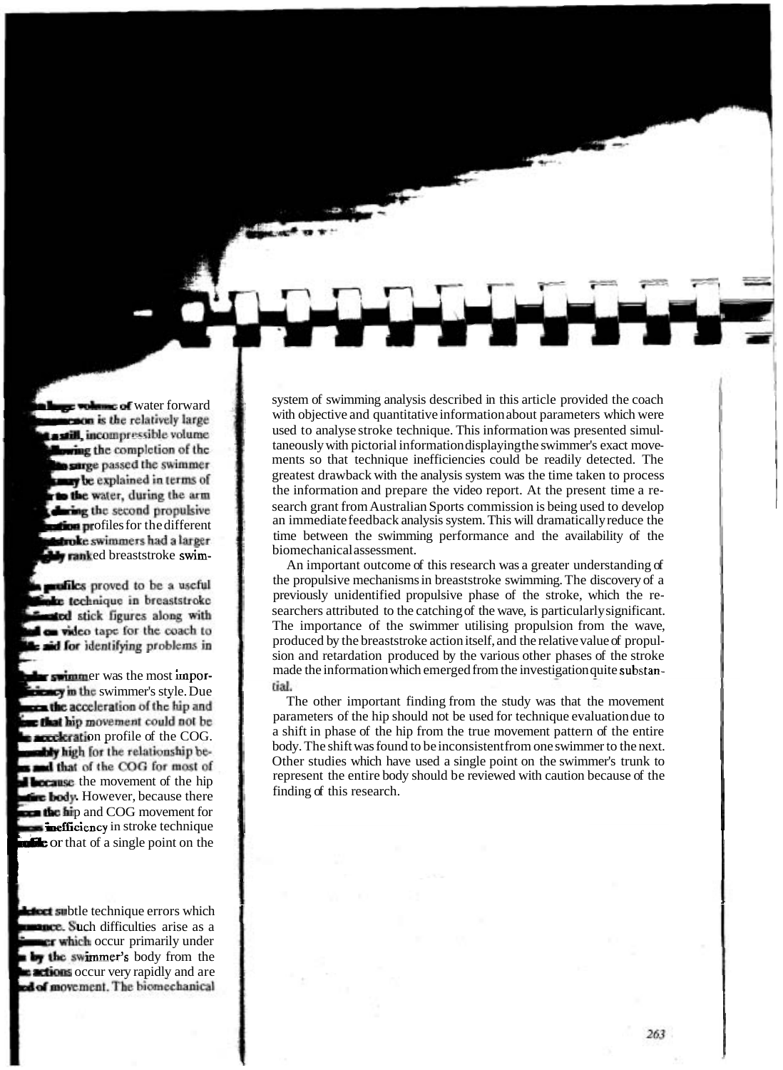system of swimming analysis described in this article provided the coach with objective and quantitative information about parameters which were used to analyse stroke technique. This information was presented simultaneously with pictorial information displaying the swimmer's exact movements so that technique inefficiencies could be readily detected. The greatest drawback with the analysis system was the time taken to process the information and prepare the video report. At the present time a research grant from Australian Sports commission is being used to develop an immediate feedback analysis system. This will dramatically reduce the time between the swimming performance and the availability of the biomechanical assessment.

An important outcome of this research was a greater understanding of the propulsive mechanisms in breaststroke swimming. The discovery of a previously unidentified propulsive phase of the stroke, which the researchers attributed to the catching of the wave, is particularly significant. The importance of the swimmer utilising propulsion from the wave, produced by the breaststroke action itself, and the relative value of propulsion and retardation produced by the various other phases of the stroke made the information which emerged from the investigation quite substantial.

The other important finding from the study was that the movement parameters of the hip should not be used for technique evaluation due to a shift in phase of the hip from the true movement pattern of the entire body. The shift was found to be inconsistent from one swimmer to the next. Other studies which have used a single point on the swimmer's trunk to represent the entire body should be reviewed with caution because of the finding of this research.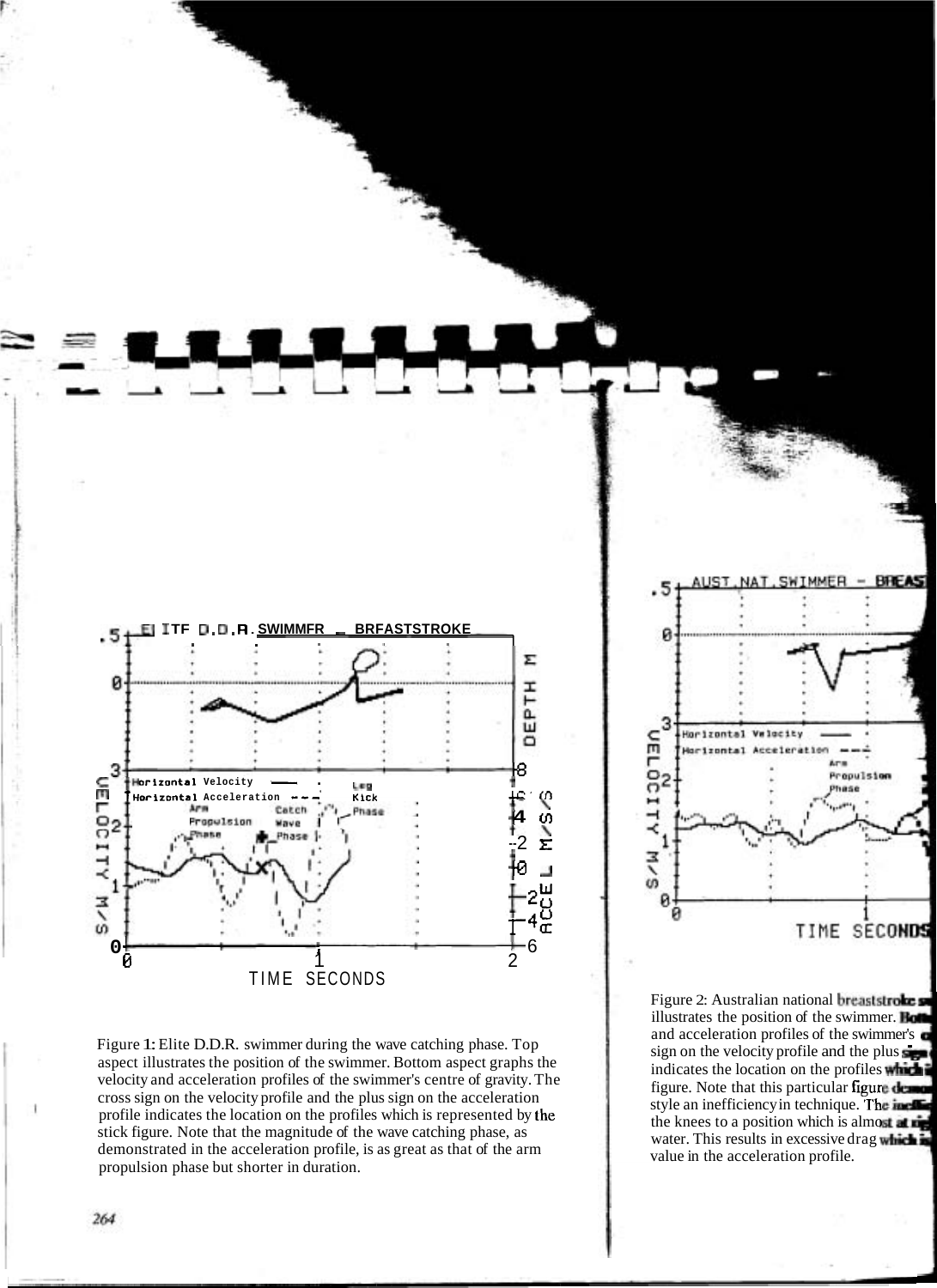Figure 1: Elite D.D.R. swimmer during the wave catching phase. Top aspect illustrates the position of the swimmer. Bottom aspect graphs the velocity and acceleration profiles of the swimmer's centre of gravity. The cross sign on the velocity profile and the plus sign on the acceleration profile indicates the location on the profiles which is represented by the stick figure. Note that the magnitude of the wave catching phase, as demonstrated in the acceleration profile, is as great as that of the arm propulsion phase but shorter in duration.

Figure 2: Australian national breaststroke sw... illustrates the position of the swimmer. Botto... and acceleration profiles of the swimmer's c... sign on the velocity profile and the plus sign... indicates the location on the profiles which i... figure. Note that this particular figure demo... style an inefficiency in technique. The ineffic... the knees to a position which is almost at rig... water. This results in excessive drag which is... value in the acceleration profile.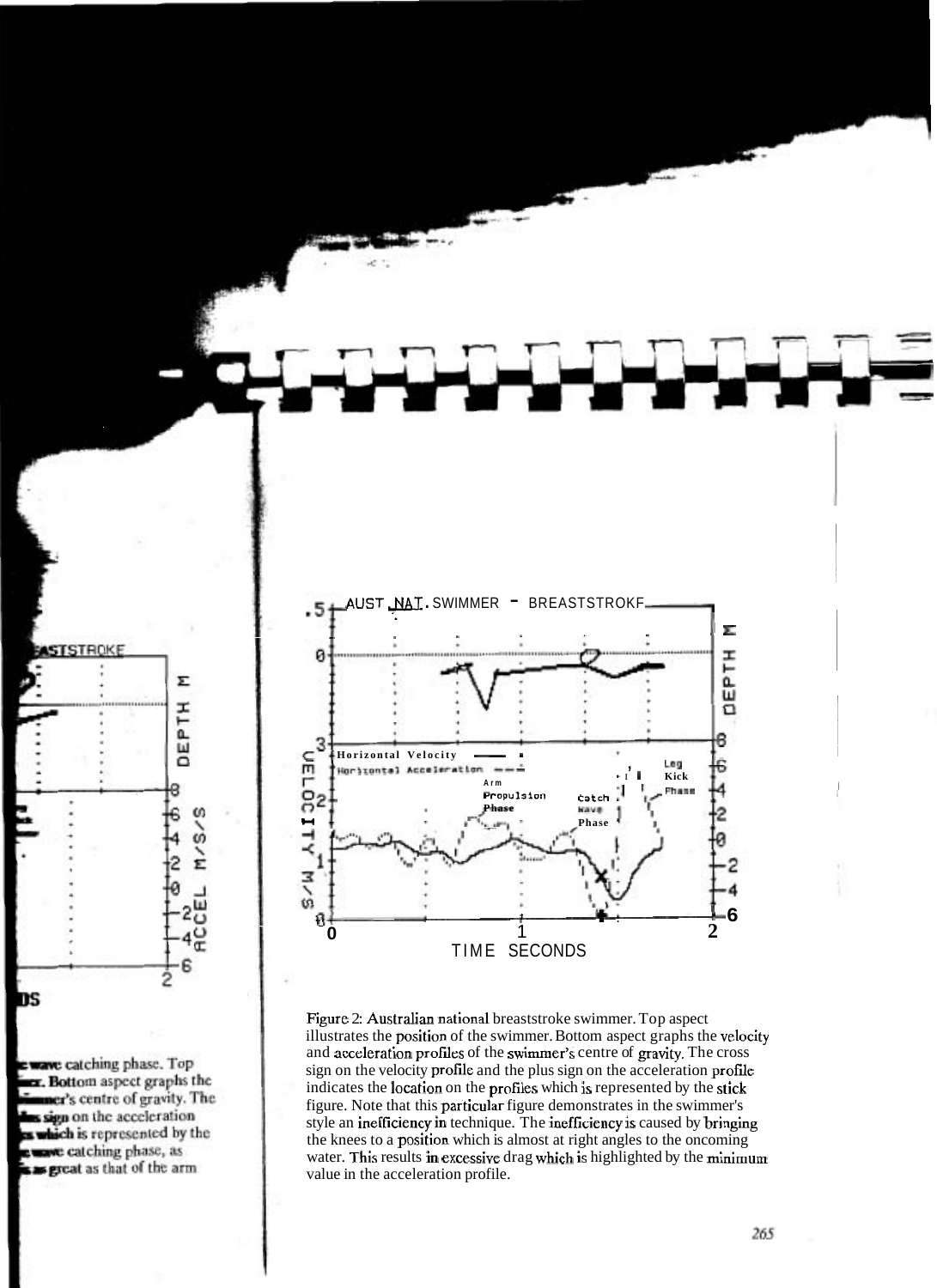Figure 2: Australian national breaststroke swimmer. Top aspect illustrates the position of the swimmer. Bottom aspect graphs the velocity and acceleration profiles of the swimmer's centre of gravity. The cross sign on the velocity profile and the plus sign on the acceleration profile indicates the location on the profiles which is represented by the stick figure. Note that this particular figure demonstrates in the swimmer's style an inefficiency in technique. The inefficiency is caused by bringing the knees to a position which is almost at right angles to the oncoming water. This results in excessive drag which is highlighted by the minimum value in the acceleration profile.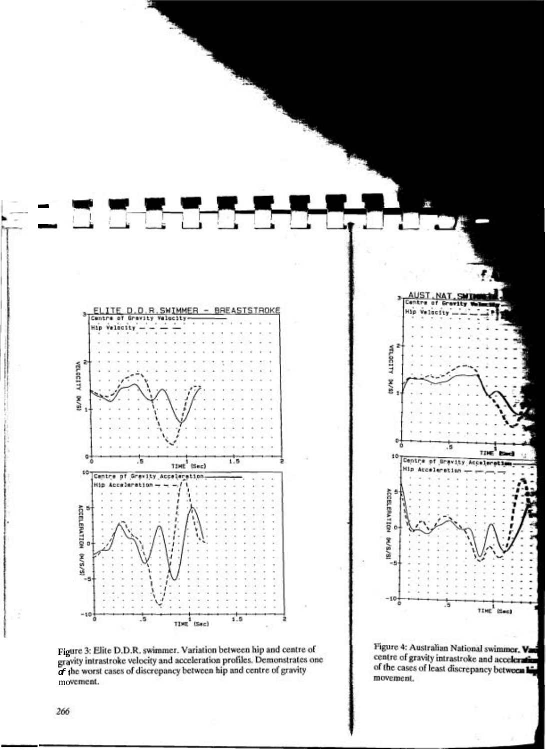Figure 3: Elite D.D.R. swimmer. Variation between hip and centre of gravity intrastroke velocity and acceleration profiles. Demonstrates one of the worst cases of discrepancy between hip and centre of gravity movement.

Figure 4: Australian National swimmer. Va centre of gravity intrastroke and accelera of the cases of least discrepancy between hi movement.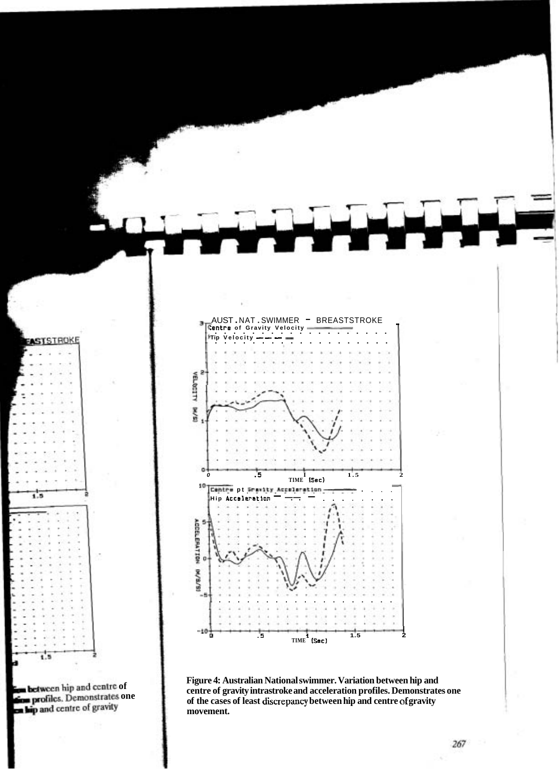AUST.NAT.SWIMMER - BREASTSTROKE

Centre of Gravity Velocity

Hip Velocity

VELOCITY (M/S)

0 .5 1 1.5 2

TIME (Sec)

Centre pt Gravity Acceleration

Hip Acceleration

ACCELERATION (M/S/S)

0 .5 1 1.5 2

TIME (Sec)

**Figure 4: Australian National swimmer. Variation between hip and centre of gravity intrastroke and acceleration profiles. Demonstrates one of the cases of least discrepancy between hip and centre of gravity movement.**